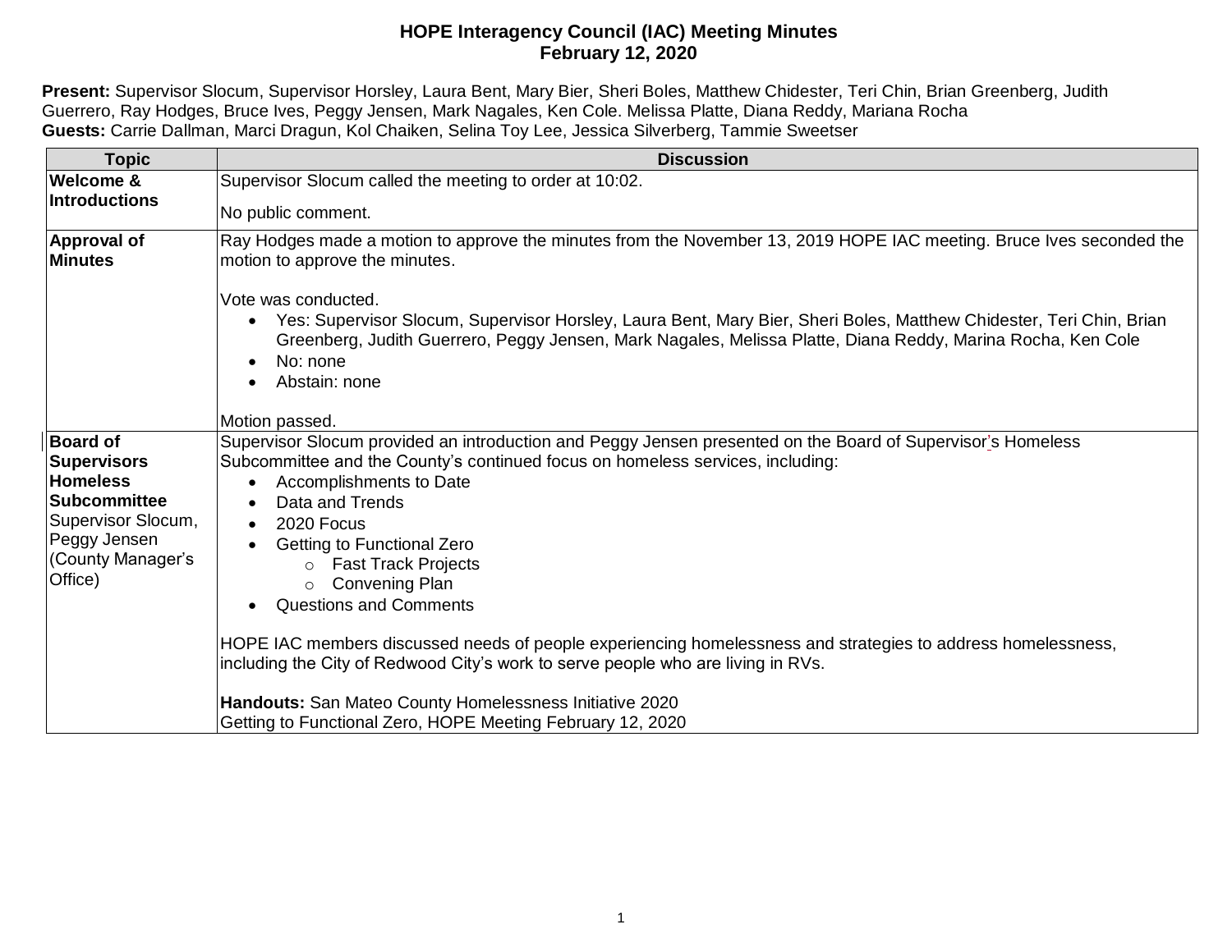# HOPE Interagency Council (IAC) Meeting Minutes
## February 12, 2020

**Present:** Supervisor Slocum, Supervisor Horsley, Laura Bent, Mary Bier, Sheri Boles, Matthew Chidester, Teri Chin, Brian Greenberg, Judith Guerrero, Ray Hodges, Bruce Ives, Peggy Jensen, Mark Nagales, Ken Cole. Melissa Platte, Diana Reddy, Mariana Rocha
**Guests:** Carrie Dallman, Marci Dragun, Kol Chaiken, Selina Toy Lee, Jessica Silverberg, Tammie Sweetser

| Topic | Discussion |
|---|---|
| **Welcome & Introductions** | Supervisor Slocum called the meeting to order at 10:02.<br><br>No public comment. |
| **Approval of Minutes** | Ray Hodges made a motion to approve the minutes from the November 13, 2019 HOPE IAC meeting. Bruce Ives seconded the motion to approve the minutes.<br><br>Vote was conducted.<br>• Yes: Supervisor Slocum, Supervisor Horsley, Laura Bent, Mary Bier, Sheri Boles, Matthew Chidester, Teri Chin, Brian Greenberg, Judith Guerrero, Peggy Jensen, Mark Nagales, Melissa Platte, Diana Reddy, Marina Rocha, Ken Cole<br>• No: none<br>• Abstain: none<br><br>Motion passed. |
| **Board of Supervisors Homeless Subcommittee**<br>Supervisor Slocum, Peggy Jensen (County Manager's Office) | Supervisor Slocum provided an introduction and Peggy Jensen presented on the Board of Supervisor's Homeless Subcommittee and the County's continued focus on homeless services, including:<br>• Accomplishments to Date<br>• Data and Trends<br>• 2020 Focus<br>• Getting to Functional Zero<br>&nbsp;&nbsp;&nbsp;&nbsp;○ Fast Track Projects<br>&nbsp;&nbsp;&nbsp;&nbsp;○ Convening Plan<br>• Questions and Comments<br><br>HOPE IAC members discussed needs of people experiencing homelessness and strategies to address homelessness, including the City of Redwood City's work to serve people who are living in RVs.<br><br>**Handouts:** San Mateo County Homelessness Initiative 2020<br>Getting to Functional Zero, HOPE Meeting February 12, 2020 |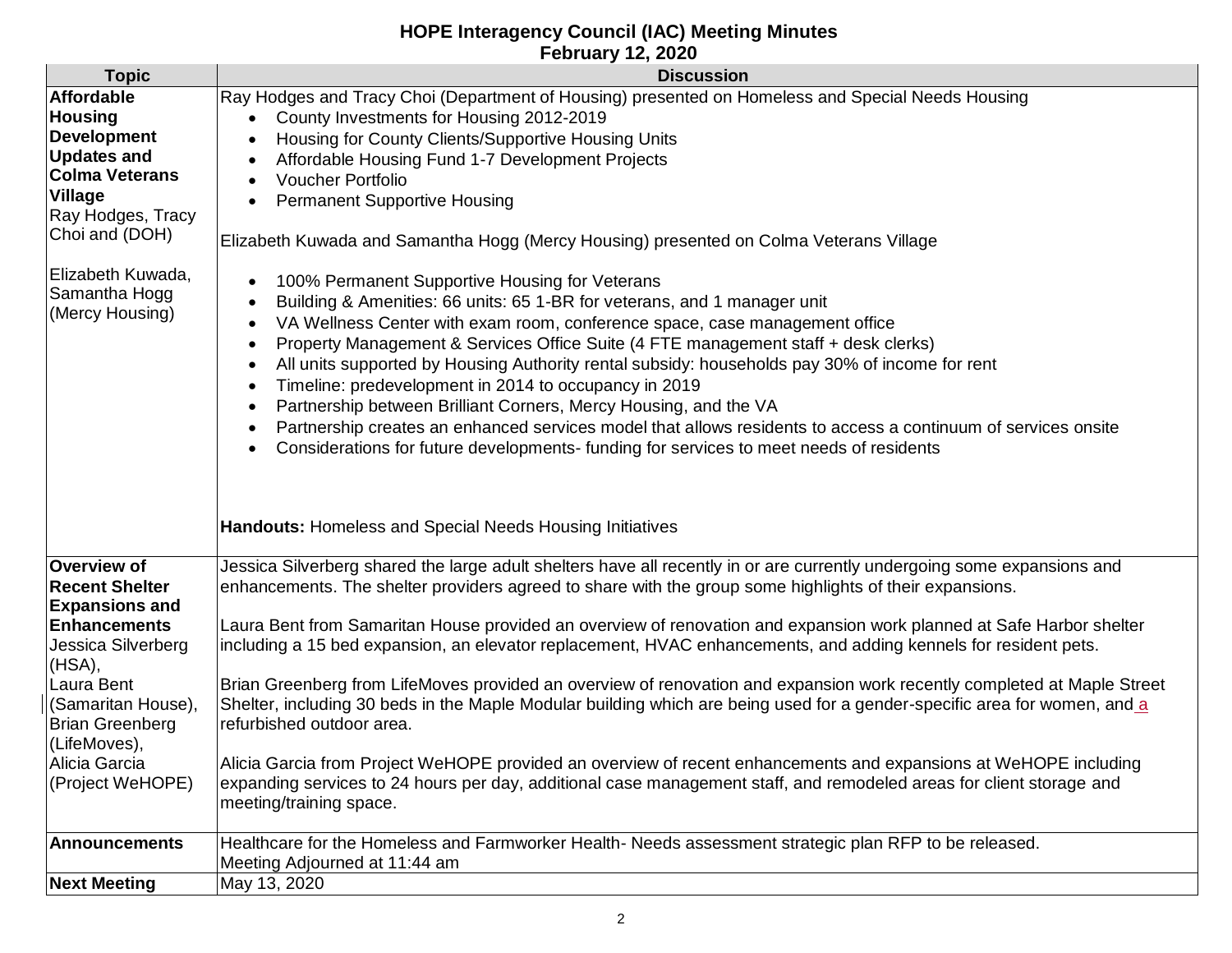# HOPE Interagency Council (IAC) Meeting Minutes
## February 12, 2020

| Topic | Discussion |
|---|---|
| **Affordable Housing Development Updates and Colma Veterans Village**<br>Ray Hodges, Tracy Choi and (DOH)<br><br>Elizabeth Kuwada, Samantha Hogg (Mercy Housing) | Ray Hodges and Tracy Choi (Department of Housing) presented on Homeless and Special Needs Housing<br>• County Investments for Housing 2012-2019<br>• Housing for County Clients/Supportive Housing Units<br>• Affordable Housing Fund 1-7 Development Projects<br>• Voucher Portfolio<br>• Permanent Supportive Housing<br><br>Elizabeth Kuwada and Samantha Hogg (Mercy Housing) presented on Colma Veterans Village<br><br>• 100% Permanent Supportive Housing for Veterans<br>• Building & Amenities: 66 units: 65 1-BR for veterans, and 1 manager unit<br>• VA Wellness Center with exam room, conference space, case management office<br>• Property Management & Services Office Suite (4 FTE management staff + desk clerks)<br>• All units supported by Housing Authority rental subsidy: households pay 30% of income for rent<br>• Timeline: predevelopment in 2014 to occupancy in 2019<br>• Partnership between Brilliant Corners, Mercy Housing, and the VA<br>• Partnership creates an enhanced services model that allows residents to access a continuum of services onsite<br>• Considerations for future developments- funding for services to meet needs of residents<br><br>**Handouts:** Homeless and Special Needs Housing Initiatives |
| **Overview of Recent Shelter Expansions and Enhancements**<br>Jessica Silverberg (HSA),<br>Laura Bent (Samaritan House),<br>Brian Greenberg (LifeMoves),<br>Alicia Garcia (Project WeHOPE) | Jessica Silverberg shared the large adult shelters have all recently in or are currently undergoing some expansions and enhancements. The shelter providers agreed to share with the group some highlights of their expansions.<br><br>Laura Bent from Samaritan House provided an overview of renovation and expansion work planned at Safe Harbor shelter including a 15 bed expansion, an elevator replacement, HVAC enhancements, and adding kennels for resident pets.<br><br>Brian Greenberg from LifeMoves provided an overview of renovation and expansion work recently completed at Maple Street Shelter, including 30 beds in the Maple Modular building which are being used for a gender-specific area for women, and a refurbished outdoor area.<br><br>Alicia Garcia from Project WeHOPE provided an overview of recent enhancements and expansions at WeHOPE including expanding services to 24 hours per day, additional case management staff, and remodeled areas for client storage and meeting/training space. |
| **Announcements** | Healthcare for the Homeless and Farmworker Health- Needs assessment strategic plan RFP to be released.<br>Meeting Adjourned at 11:44 am |
| **Next Meeting** | May 13, 2020 |